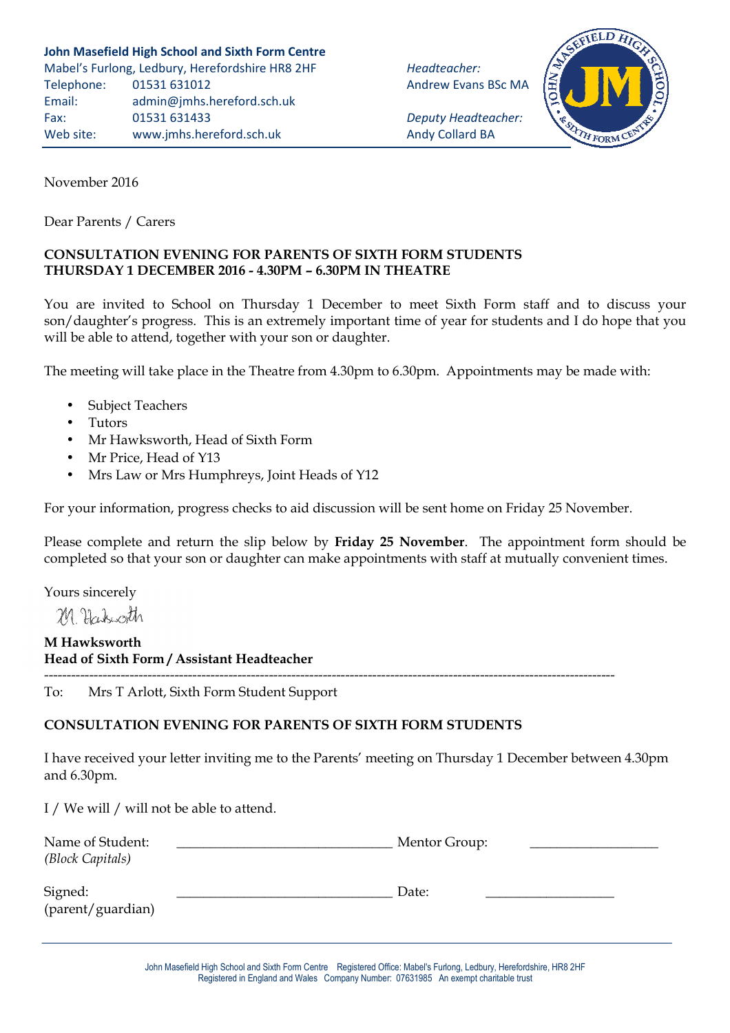**John Masefield High School and Sixth Form Centre**
Mabel's Furlong, Ledbury, Herefordshire HR8 2HF
Telephone: 01531 631012
Email: admin@jmhs.hereford.sch.uk
Fax: 01531 631433
Web site: www.jmhs.hereford.sch.uk

*Headteacher:*
Andrew Evans BSc MA

*Deputy Headteacher:*
Andy Collard BA

November 2016

Dear Parents / Carers

**CONSULTATION EVENING FOR PARENTS OF SIXTH FORM STUDENTS**
**THURSDAY 1 DECEMBER 2016 - 4.30PM – 6.30PM IN THEATRE**

You are invited to School on Thursday 1 December to meet Sixth Form staff and to discuss your son/daughter's progress. This is an extremely important time of year for students and I do hope that you will be able to attend, together with your son or daughter.

The meeting will take place in the Theatre from 4.30pm to 6.30pm. Appointments may be made with:

- Subject Teachers
- Tutors
- Mr Hawksworth, Head of Sixth Form
- Mr Price, Head of Y13
- Mrs Law or Mrs Humphreys, Joint Heads of Y12

For your information, progress checks to aid discussion will be sent home on Friday 25 November.

Please complete and return the slip below by **Friday 25 November**. The appointment form should be completed so that your son or daughter can make appointments with staff at mutually convenient times.

Yours sincerely

M. Hawksworth

**M Hawksworth**
**Head of Sixth Form / Assistant Headteacher**

---

To: Mrs T Arlott, Sixth Form Student Support

**CONSULTATION EVENING FOR PARENTS OF SIXTH FORM STUDENTS**

I have received your letter inviting me to the Parents' meeting on Thursday 1 December between 4.30pm and 6.30pm.

I / We will / will not be able to attend.

Name of Student: ______________________________ Mentor Group: __________________
*(Block Capitals)*

Signed: ______________________________ Date: __________________
(parent/guardian)

John Masefield High School and Sixth Form Centre Registered Office: Mabel's Furlong, Ledbury, Herefordshire, HR8 2HF
Registered in England and Wales Company Number: 07631985 An exempt charitable trust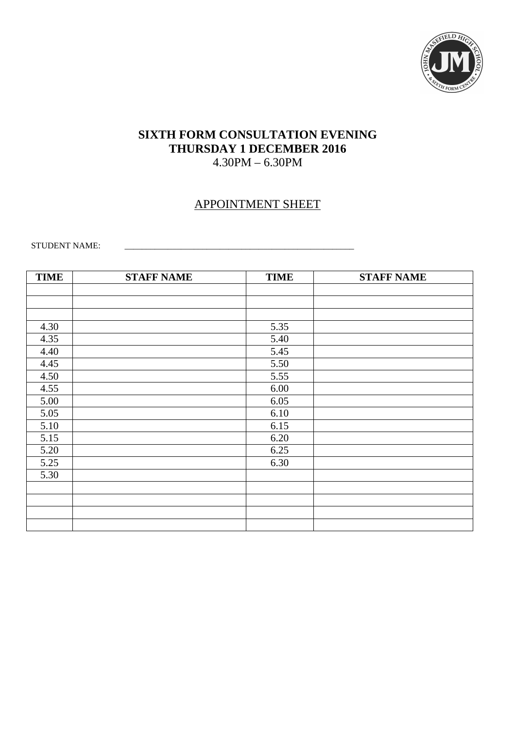**SIXTH FORM CONSULTATION EVENING**
**THURSDAY 1 DECEMBER 2016**
4.30PM – 6.30PM

APPOINTMENT SHEET

STUDENT NAME: ____________________________________________________

| TIME | STAFF NAME | TIME | STAFF NAME |
|---|---|---|---|
| | | | |
| | | | |
| | | | |
| 4.30 | | 5.35 | |
| 4.35 | | 5.40 | |
| 4.40 | | 5.45 | |
| 4.45 | | 5.50 | |
| 4.50 | | 5.55 | |
| 4.55 | | 6.00 | |
| 5.00 | | 6.05 | |
| 5.05 | | 6.10 | |
| 5.10 | | 6.15 | |
| 5.15 | | 6.20 | |
| 5.20 | | 6.25 | |
| 5.25 | | 6.30 | |
| 5.30 | | | |
| | | | |
| | | | |
| | | | |
| | | | |